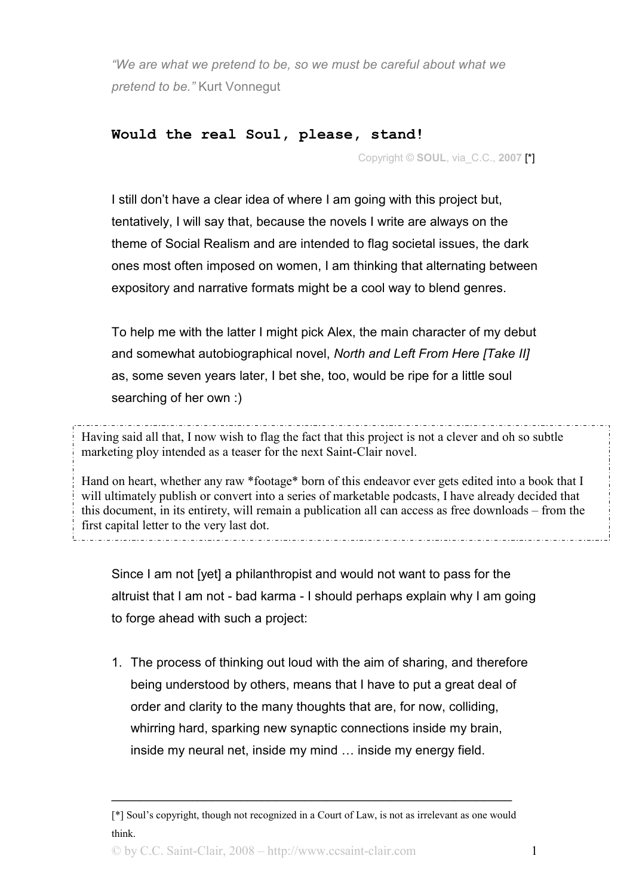*"We are what we pretend to be, so we must be careful about what we pretend to be."* Kurt Vonnegut

## **Would the real Soul, please, stand!**

Copyright © **SOUL**, via_C.C., **2007** [*]

I still don't have a clear idea of where I am going with this project but, tentatively, I will say that, because the novels I write are always on the theme of Social Realism and are intended to flag societal issues, the dark ones most often imposed on women, I am thinking that alternating between expository and narrative formats might be a cool way to blend genres.

To help me with the latter I might pick Alex, the main character of my debut and somewhat autobiographical novel, *North and Left From Here [Take II]* as, some seven years later, I bet she, too, would be ripe for a little soul searching of her own :)

> Having said all that, I now wish to flag the fact that this project is not a clever and oh so subtle marketing ploy intended as a teaser for the next Saint-Clair novel.
>
> Hand on heart, whether any raw *footage* born of this endeavor ever gets edited into a book that I will ultimately publish or convert into a series of marketable podcasts, I have already decided that this document, in its entirety, will remain a publication all can access as free downloads – from the first capital letter to the very last dot.

Since I am not [yet] a philanthropist and would not want to pass for the altruist that I am not - bad karma - I should perhaps explain why I am going to forge ahead with such a project:

1. The process of thinking out loud with the aim of sharing, and therefore being understood by others, means that I have to put a great deal of order and clarity to the many thoughts that are, for now, colliding, whirring hard, sparking new synaptic connections inside my brain, inside my neural net, inside my mind … inside my energy field.

---

[*] Soul's copyright, though not recognized in a Court of Law, is not as irrelevant as one would think.

© by C.C. Saint-Clair, 2008 – http://www.ccsaint-clair.com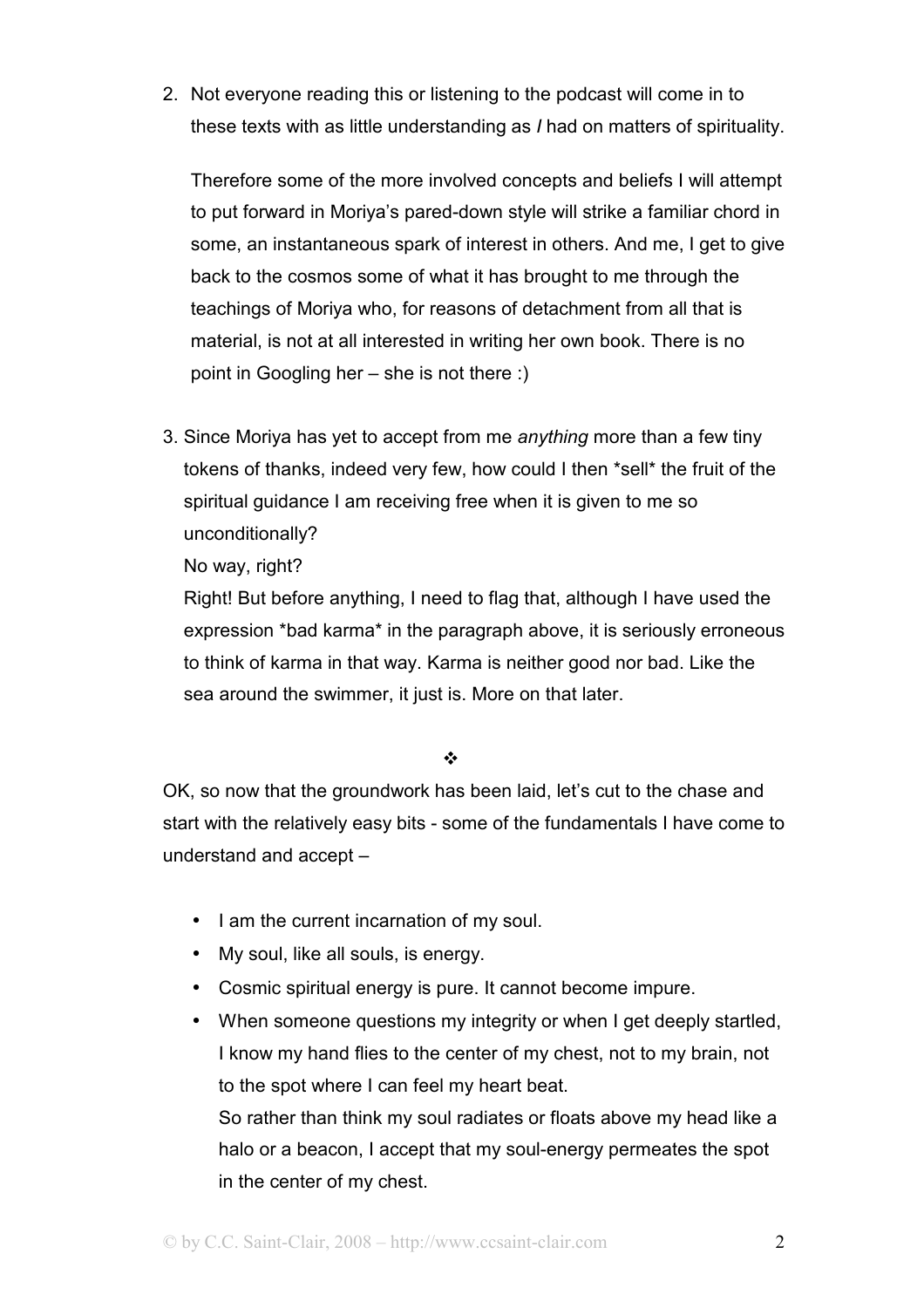2. Not everyone reading this or listening to the podcast will come in to these texts with as little understanding as *I* had on matters of spirituality.

   Therefore some of the more involved concepts and beliefs I will attempt to put forward in Moriya's pared-down style will strike a familiar chord in some, an instantaneous spark of interest in others. And me, I get to give back to the cosmos some of what it has brought to me through the teachings of Moriya who, for reasons of detachment from all that is material, is not at all interested in writing her own book. There is no point in Googling her – she is not there :)

3. Since Moriya has yet to accept from me *anything* more than a few tiny tokens of thanks, indeed very few, how could I then *sell* the fruit of the spiritual guidance I am receiving free when it is given to me so unconditionally?
   No way, right?
   Right! But before anything, I need to flag that, although I have used the expression *bad karma* in the paragraph above, it is seriously erroneous to think of karma in that way. Karma is neither good nor bad. Like the sea around the swimmer, it just is. More on that later.

❖

OK, so now that the groundwork has been laid, let's cut to the chase and start with the relatively easy bits - some of the fundamentals I have come to understand and accept –

- I am the current incarnation of my soul.
- My soul, like all souls, is energy.
- Cosmic spiritual energy is pure. It cannot become impure.
- When someone questions my integrity or when I get deeply startled, I know my hand flies to the center of my chest, not to my brain, not to the spot where I can feel my heart beat.
  So rather than think my soul radiates or floats above my head like a halo or a beacon, I accept that my soul-energy permeates the spot in the center of my chest.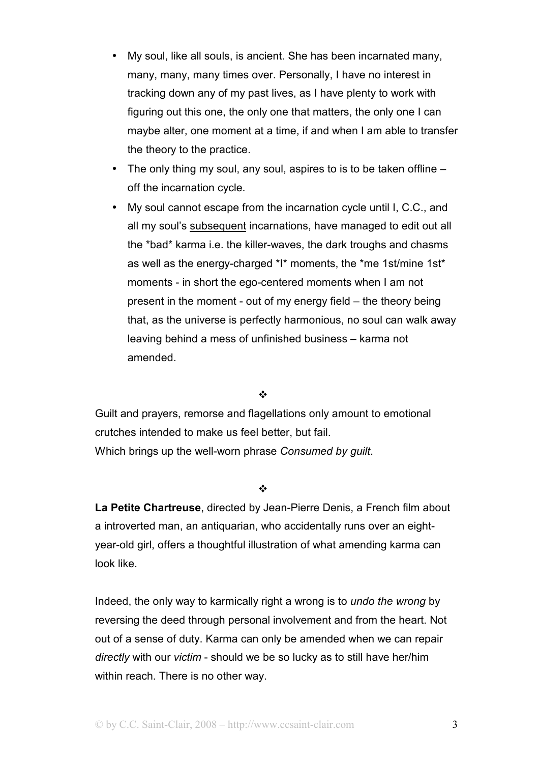- My soul, like all souls, is ancient. She has been incarnated many, many, many, many times over. Personally, I have no interest in tracking down any of my past lives, as I have plenty to work with figuring out this one, the only one that matters, the only one I can maybe alter, one moment at a time, if and when I am able to transfer the theory to the practice.
- The only thing my soul, any soul, aspires to is to be taken offline – off the incarnation cycle.
- My soul cannot escape from the incarnation cycle until I, C.C., and all my soul's <u>subsequent</u> incarnations, have managed to edit out all the *bad* karma i.e. the killer-waves, the dark troughs and chasms as well as the energy-charged *I* moments, the *me 1st/mine 1st* moments - in short the ego-centered moments when I am not present in the moment - out of my energy field – the theory being that, as the universe is perfectly harmonious, no soul can walk away leaving behind a mess of unfinished business – karma not amended.

❖

Guilt and prayers, remorse and flagellations only amount to emotional crutches intended to make us feel better, but fail.
Which brings up the well-worn phrase *Consumed by guilt*.

❖

**La Petite Chartreuse**, directed by Jean-Pierre Denis, a French film about a introverted man, an antiquarian, who accidentally runs over an eight-year-old girl, offers a thoughtful illustration of what amending karma can look like.

Indeed, the only way to karmically right a wrong is to *undo the wrong* by reversing the deed through personal involvement and from the heart. Not out of a sense of duty. Karma can only be amended when we can repair *directly* with our *victim* - should we be so lucky as to still have her/him within reach. There is no other way.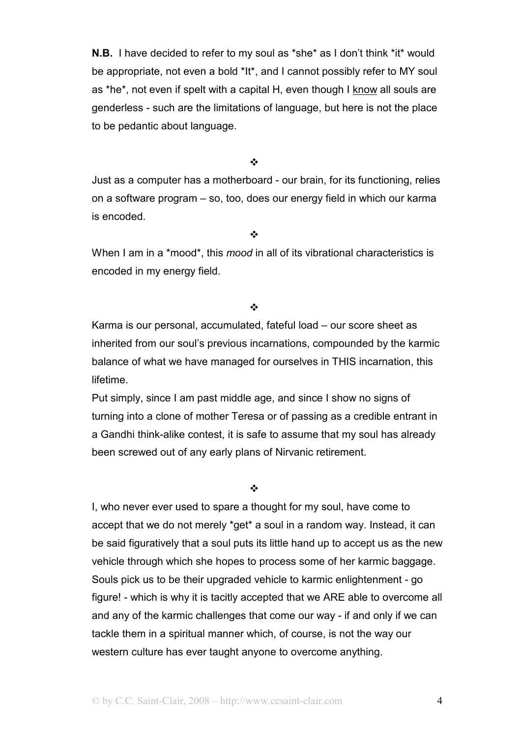**N.B.** I have decided to refer to my soul as *she* as I don't think *it* would be appropriate, not even a bold *It*, and I cannot possibly refer to MY soul as *he*, not even if spelt with a capital H, even though I <u>know</u> all souls are genderless - such are the limitations of language, but here is not the place to be pedantic about language.

❖

Just as a computer has a motherboard - our brain, for its functioning, relies on a software program – so, too, does our energy field in which our karma is encoded.

❖

When I am in a *mood*, this *mood* in all of its vibrational characteristics is encoded in my energy field.

❖

Karma is our personal, accumulated, fateful load – our score sheet as inherited from our soul's previous incarnations, compounded by the karmic balance of what we have managed for ourselves in THIS incarnation, this lifetime.
Put simply, since I am past middle age, and since I show no signs of turning into a clone of mother Teresa or of passing as a credible entrant in a Gandhi think-alike contest, it is safe to assume that my soul has already been screwed out of any early plans of Nirvanic retirement.

❖

I, who never ever used to spare a thought for my soul, have come to accept that we do not merely *get* a soul in a random way. Instead, it can be said figuratively that a soul puts its little hand up to accept us as the new vehicle through which she hopes to process some of her karmic baggage. Souls pick us to be their upgraded vehicle to karmic enlightenment - go figure! - which is why it is tacitly accepted that we ARE able to overcome all and any of the karmic challenges that come our way - if and only if we can tackle them in a spiritual manner which, of course, is not the way our western culture has ever taught anyone to overcome anything.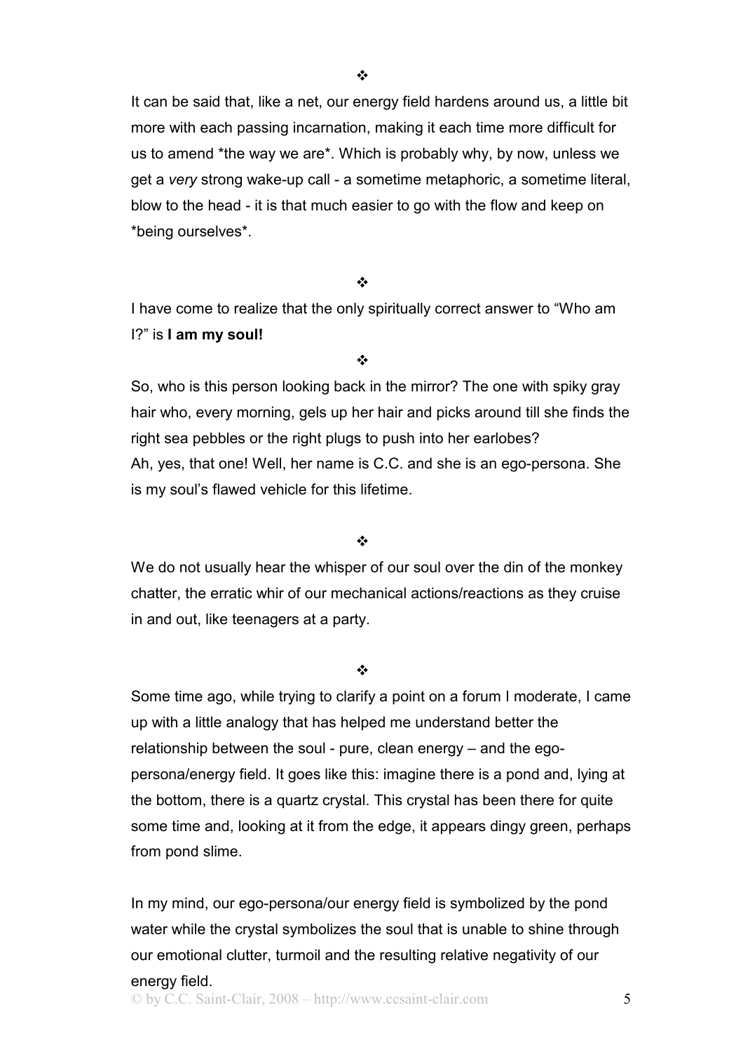❖

It can be said that, like a net, our energy field hardens around us, a little bit more with each passing incarnation, making it each time more difficult for us to amend *the way we are*. Which is probably why, by now, unless we get a *very* strong wake-up call - a sometime metaphoric, a sometime literal, blow to the head - it is that much easier to go with the flow and keep on *being ourselves*.

❖

I have come to realize that the only spiritually correct answer to "Who am I?" is **I am my soul!**

❖

So, who is this person looking back in the mirror? The one with spiky gray hair who, every morning, gels up her hair and picks around till she finds the right sea pebbles or the right plugs to push into her earlobes?
Ah, yes, that one! Well, her name is C.C. and she is an ego-persona. She is my soul's flawed vehicle for this lifetime.

❖

We do not usually hear the whisper of our soul over the din of the monkey chatter, the erratic whir of our mechanical actions/reactions as they cruise in and out, like teenagers at a party.

❖

Some time ago, while trying to clarify a point on a forum I moderate, I came up with a little analogy that has helped me understand better the relationship between the soul - pure, clean energy – and the ego-persona/energy field. It goes like this: imagine there is a pond and, lying at the bottom, there is a quartz crystal. This crystal has been there for quite some time and, looking at it from the edge, it appears dingy green, perhaps from pond slime.

In my mind, our ego-persona/our energy field is symbolized by the pond water while the crystal symbolizes the soul that is unable to shine through our emotional clutter, turmoil and the resulting relative negativity of our energy field.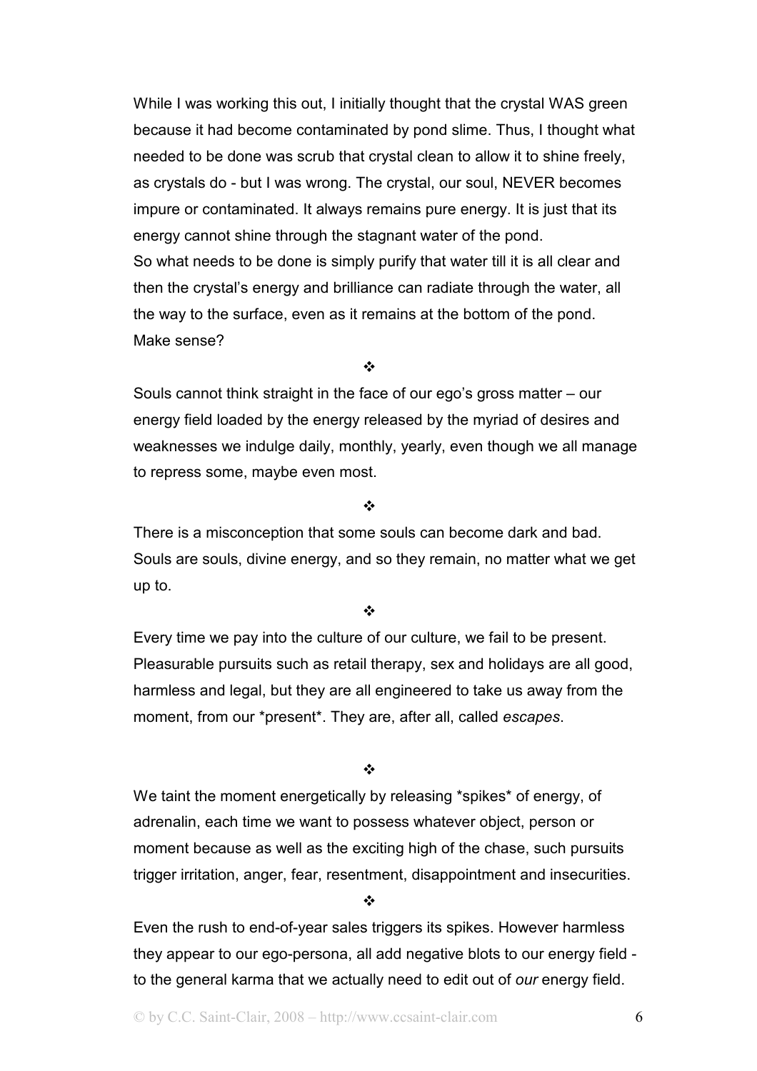While I was working this out, I initially thought that the crystal WAS green because it had become contaminated by pond slime. Thus, I thought what needed to be done was scrub that crystal clean to allow it to shine freely, as crystals do - but I was wrong. The crystal, our soul, NEVER becomes impure or contaminated. It always remains pure energy. It is just that its energy cannot shine through the stagnant water of the pond.
So what needs to be done is simply purify that water till it is all clear and then the crystal's energy and brilliance can radiate through the water, all the way to the surface, even as it remains at the bottom of the pond.
Make sense?

❖

Souls cannot think straight in the face of our ego's gross matter – our energy field loaded by the energy released by the myriad of desires and weaknesses we indulge daily, monthly, yearly, even though we all manage to repress some, maybe even most.

❖

There is a misconception that some souls can become dark and bad. Souls are souls, divine energy, and so they remain, no matter what we get up to.

❖

Every time we pay into the culture of our culture, we fail to be present. Pleasurable pursuits such as retail therapy, sex and holidays are all good, harmless and legal, but they are all engineered to take us away from the moment, from our *present*. They are, after all, called *escapes*.

❖

We taint the moment energetically by releasing *spikes* of energy, of adrenalin, each time we want to possess whatever object, person or moment because as well as the exciting high of the chase, such pursuits trigger irritation, anger, fear, resentment, disappointment and insecurities.

❖

Even the rush to end-of-year sales triggers its spikes. However harmless they appear to our ego-persona, all add negative blots to our energy field - to the general karma that we actually need to edit out of *our* energy field.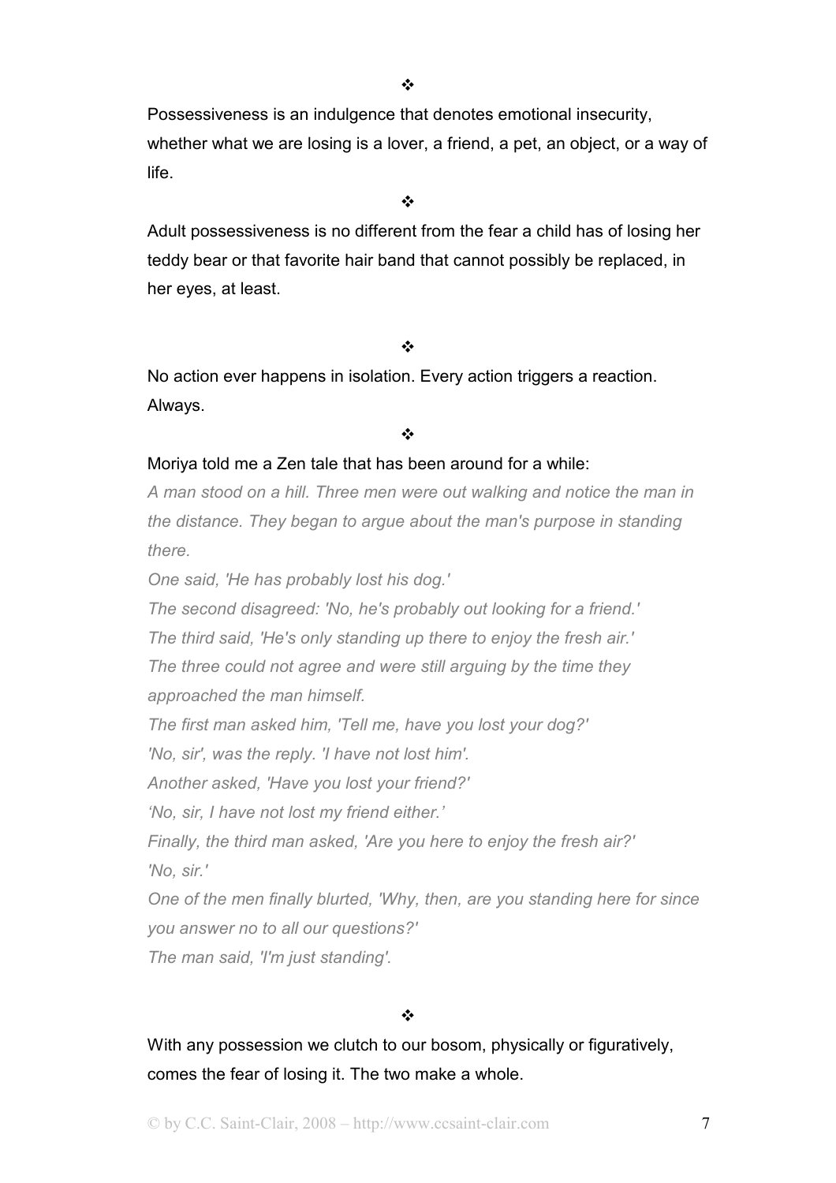❖

Possessiveness is an indulgence that denotes emotional insecurity, whether what we are losing is a lover, a friend, a pet, an object, or a way of life.

❖

Adult possessiveness is no different from the fear a child has of losing her teddy bear or that favorite hair band that cannot possibly be replaced, in her eyes, at least.

❖

No action ever happens in isolation. Every action triggers a reaction. Always.

❖

Moriya told me a Zen tale that has been around for a while:

*A man stood on a hill. Three men were out walking and notice the man in the distance. They began to argue about the man's purpose in standing there.*

*One said, 'He has probably lost his dog.'*

*The second disagreed: 'No, he's probably out looking for a friend.'*

*The third said, 'He's only standing up there to enjoy the fresh air.'*

*The three could not agree and were still arguing by the time they approached the man himself.*

*The first man asked him, 'Tell me, have you lost your dog?'*

*'No, sir', was the reply. 'I have not lost him'.*

*Another asked, 'Have you lost your friend?'*

*'No, sir, I have not lost my friend either.'*

*Finally, the third man asked, 'Are you here to enjoy the fresh air?'*

*'No, sir.'*

*One of the men finally blurted, 'Why, then, are you standing here for since you answer no to all our questions?'*

*The man said, 'I'm just standing'.*

❖

With any possession we clutch to our bosom, physically or figuratively, comes the fear of losing it. The two make a whole.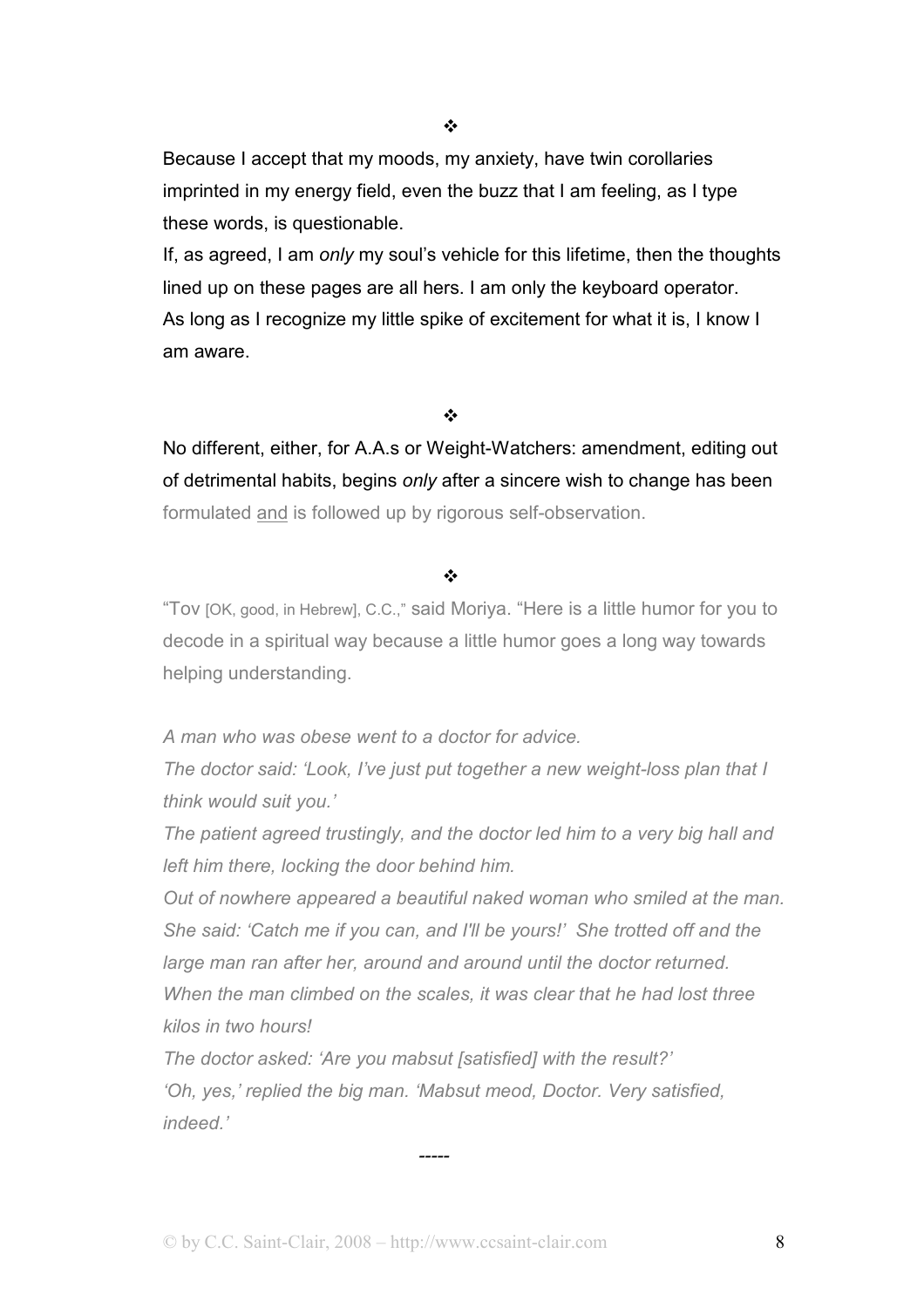❖

Because I accept that my moods, my anxiety, have twin corollaries imprinted in my energy field, even the buzz that I am feeling, as I type these words, is questionable.

If, as agreed, I am *only* my soul's vehicle for this lifetime, then the thoughts lined up on these pages are all hers. I am only the keyboard operator.

As long as I recognize my little spike of excitement for what it is, I know I am aware.

❖

No different, either, for A.A.s or Weight-Watchers: amendment, editing out of detrimental habits, begins *only* after a sincere wish to change has been formulated <u>and</u> is followed up by rigorous self-observation.

❖

"Tov [OK, good, in Hebrew], C.C.," said Moriya. "Here is a little humor for you to decode in a spiritual way because a little humor goes a long way towards helping understanding.

*A man who was obese went to a doctor for advice.*

*The doctor said: 'Look, I've just put together a new weight-loss plan that I think would suit you.'*

*The patient agreed trustingly, and the doctor led him to a very big hall and left him there, locking the door behind him.*

*Out of nowhere appeared a beautiful naked woman who smiled at the man. She said: 'Catch me if you can, and I'll be yours!' She trotted off and the large man ran after her, around and around until the doctor returned.*

*When the man climbed on the scales, it was clear that he had lost three kilos in two hours!*

*The doctor asked: 'Are you mabsut [satisfied] with the result?'*

*'Oh, yes,' replied the big man. 'Mabsut meod, Doctor. Very satisfied, indeed.'*

-----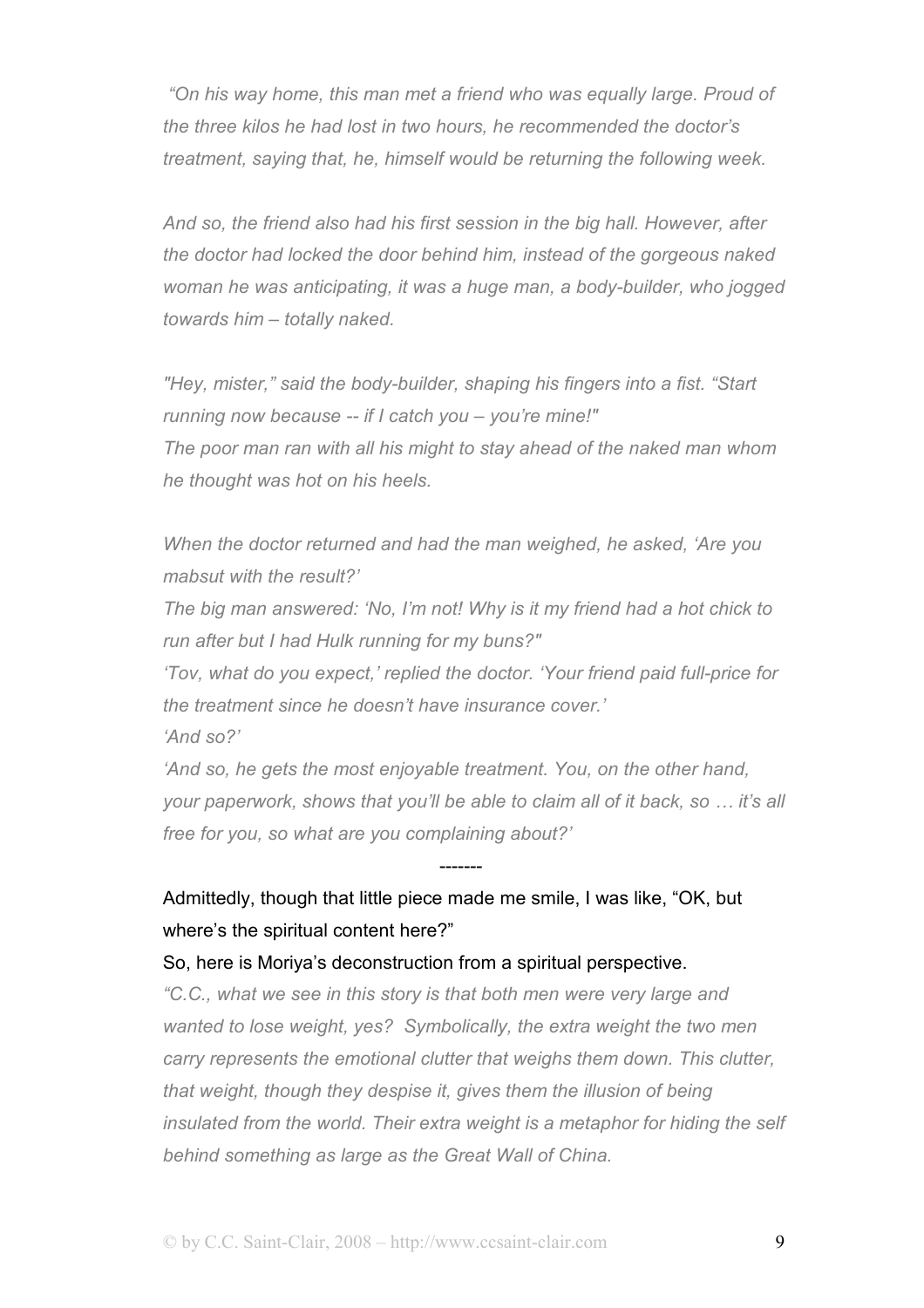*"On his way home, this man met a friend who was equally large. Proud of the three kilos he had lost in two hours, he recommended the doctor's treatment, saying that, he, himself would be returning the following week.*

*And so, the friend also had his first session in the big hall. However, after the doctor had locked the door behind him, instead of the gorgeous naked woman he was anticipating, it was a huge man, a body-builder, who jogged towards him – totally naked.*

*"Hey, mister," said the body-builder, shaping his fingers into a fist. "Start running now because -- if I catch you – you're mine!"*
*The poor man ran with all his might to stay ahead of the naked man whom he thought was hot on his heels.*

*When the doctor returned and had the man weighed, he asked, 'Are you mabsut with the result?'*
*The big man answered: 'No, I'm not! Why is it my friend had a hot chick to run after but I had Hulk running for my buns?"*
*'Tov, what do you expect,' replied the doctor. 'Your friend paid full-price for the treatment since he doesn't have insurance cover.'*
*'And so?'*
*'And so, he gets the most enjoyable treatment. You, on the other hand, your paperwork, shows that you'll be able to claim all of it back, so … it's all free for you, so what are you complaining about?'*

-------

Admittedly, though that little piece made me smile, I was like, "OK, but where's the spiritual content here?"

So, here is Moriya's deconstruction from a spiritual perspective.

*"C.C., what we see in this story is that both men were very large and wanted to lose weight, yes? Symbolically, the extra weight the two men carry represents the emotional clutter that weighs them down. This clutter, that weight, though they despise it, gives them the illusion of being insulated from the world. Their extra weight is a metaphor for hiding the self behind something as large as the Great Wall of China.*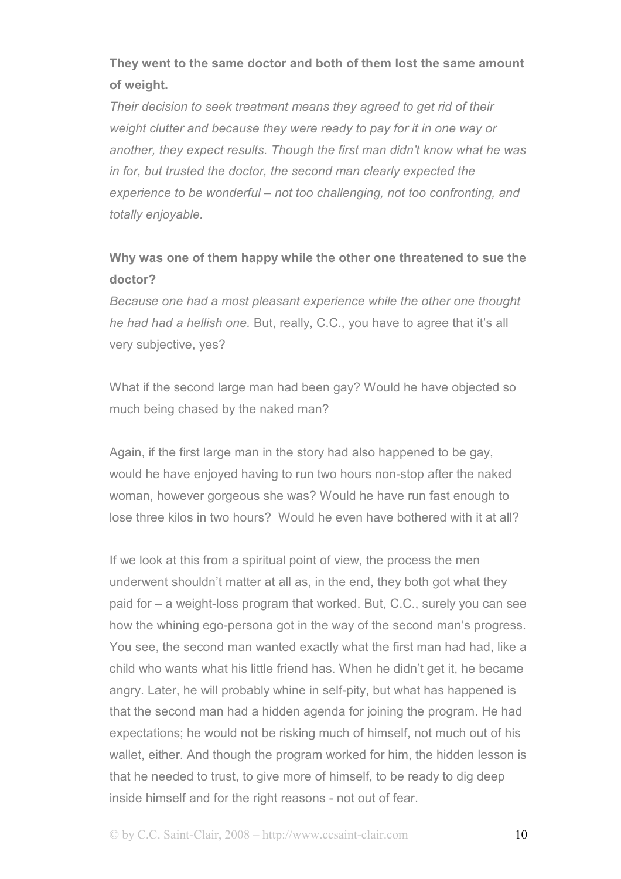**They went to the same doctor and both of them lost the same amount of weight.**

*Their decision to seek treatment means they agreed to get rid of their weight clutter and because they were ready to pay for it in one way or another, they expect results. Though the first man didn't know what he was in for, but trusted the doctor, the second man clearly expected the experience to be wonderful – not too challenging, not too confronting, and totally enjoyable.*

**Why was one of them happy while the other one threatened to sue the doctor?**

*Because one had a most pleasant experience while the other one thought he had had a hellish one.* But, really, C.C., you have to agree that it's all very subjective, yes?

What if the second large man had been gay? Would he have objected so much being chased by the naked man?

Again, if the first large man in the story had also happened to be gay, would he have enjoyed having to run two hours non-stop after the naked woman, however gorgeous she was? Would he have run fast enough to lose three kilos in two hours? Would he even have bothered with it at all?

If we look at this from a spiritual point of view, the process the men underwent shouldn't matter at all as, in the end, they both got what they paid for – a weight-loss program that worked. But, C.C., surely you can see how the whining ego-persona got in the way of the second man's progress. You see, the second man wanted exactly what the first man had had, like a child who wants what his little friend has. When he didn't get it, he became angry. Later, he will probably whine in self-pity, but what has happened is that the second man had a hidden agenda for joining the program. He had expectations; he would not be risking much of himself, not much out of his wallet, either. And though the program worked for him, the hidden lesson is that he needed to trust, to give more of himself, to be ready to dig deep inside himself and for the right reasons - not out of fear.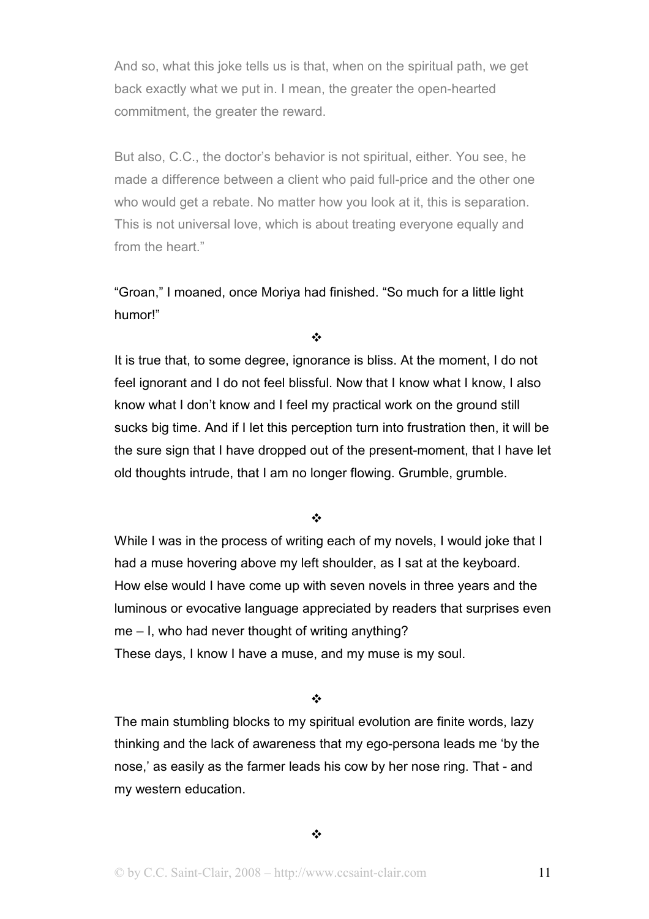And so, what this joke tells us is that, when on the spiritual path, we get back exactly what we put in. I mean, the greater the open-hearted commitment, the greater the reward.

But also, C.C., the doctor's behavior is not spiritual, either. You see, he made a difference between a client who paid full-price and the other one who would get a rebate. No matter how you look at it, this is separation. This is not universal love, which is about treating everyone equally and from the heart."

"Groan," I moaned, once Moriya had finished. "So much for a little light humor!"

❖

It is true that, to some degree, ignorance is bliss. At the moment, I do not feel ignorant and I do not feel blissful. Now that I know what I know, I also know what I don't know and I feel my practical work on the ground still sucks big time. And if I let this perception turn into frustration then, it will be the sure sign that I have dropped out of the present-moment, that I have let old thoughts intrude, that I am no longer flowing. Grumble, grumble.

❖

While I was in the process of writing each of my novels, I would joke that I had a muse hovering above my left shoulder, as I sat at the keyboard. How else would I have come up with seven novels in three years and the luminous or evocative language appreciated by readers that surprises even me – I, who had never thought of writing anything?
These days, I know I have a muse, and my muse is my soul.

❖

The main stumbling blocks to my spiritual evolution are finite words, lazy thinking and the lack of awareness that my ego-persona leads me 'by the nose,' as easily as the farmer leads his cow by her nose ring. That - and my western education.

❖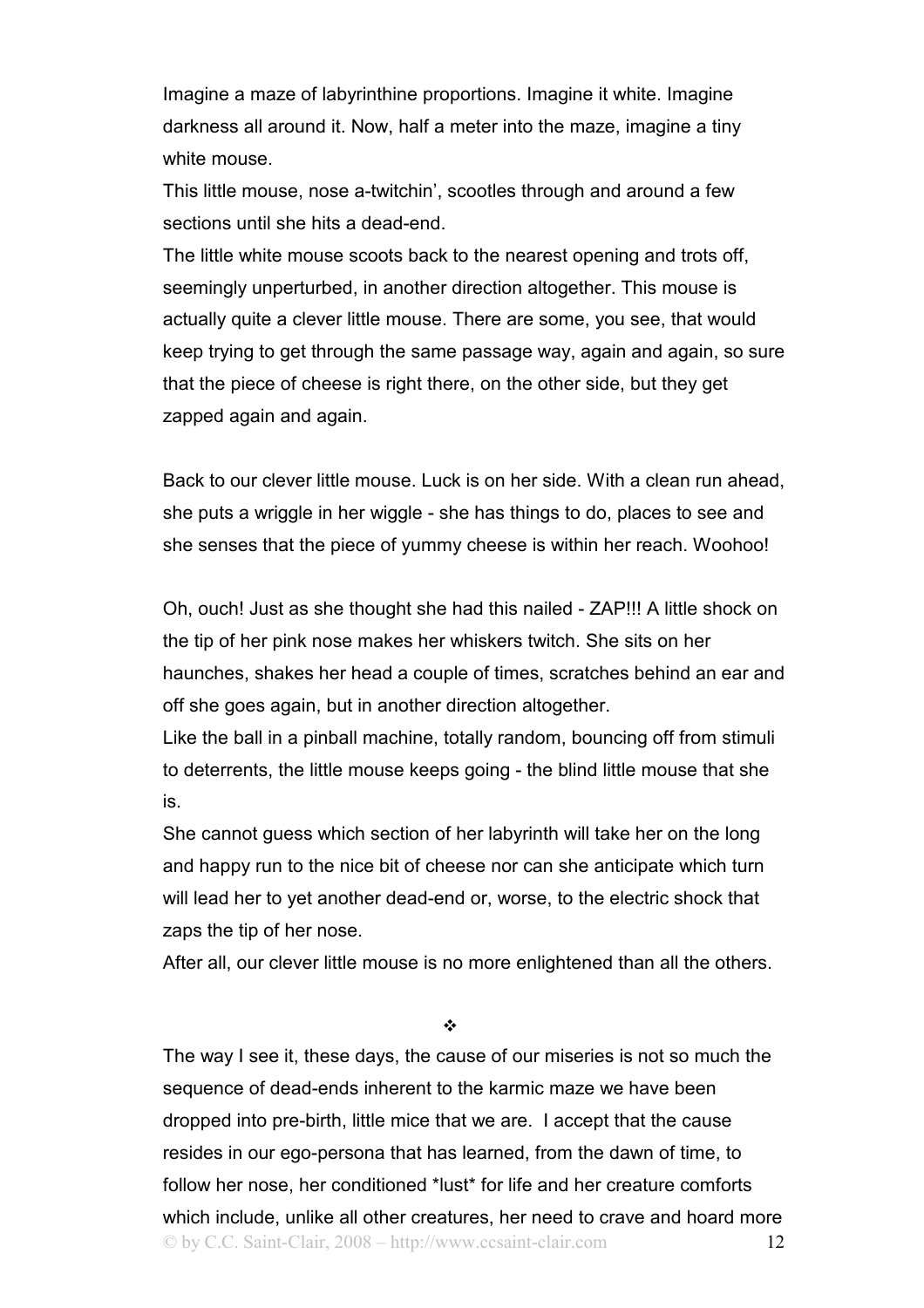Imagine a maze of labyrinthine proportions. Imagine it white. Imagine darkness all around it. Now, half a meter into the maze, imagine a tiny white mouse.

This little mouse, nose a-twitchin', scootles through and around a few sections until she hits a dead-end.

The little white mouse scoots back to the nearest opening and trots off, seemingly unperturbed, in another direction altogether. This mouse is actually quite a clever little mouse. There are some, you see, that would keep trying to get through the same passage way, again and again, so sure that the piece of cheese is right there, on the other side, but they get zapped again and again.

Back to our clever little mouse. Luck is on her side. With a clean run ahead, she puts a wriggle in her wiggle - she has things to do, places to see and she senses that the piece of yummy cheese is within her reach. Woohoo!

Oh, ouch! Just as she thought she had this nailed - ZAP!!! A little shock on the tip of her pink nose makes her whiskers twitch. She sits on her haunches, shakes her head a couple of times, scratches behind an ear and off she goes again, but in another direction altogether.

Like the ball in a pinball machine, totally random, bouncing off from stimuli to deterrents, the little mouse keeps going - the blind little mouse that she is.

She cannot guess which section of her labyrinth will take her on the long and happy run to the nice bit of cheese nor can she anticipate which turn will lead her to yet another dead-end or, worse, to the electric shock that zaps the tip of her nose.

After all, our clever little mouse is no more enlightened than all the others.

❖

The way I see it, these days, the cause of our miseries is not so much the sequence of dead-ends inherent to the karmic maze we have been dropped into pre-birth, little mice that we are. I accept that the cause resides in our ego-persona that has learned, from the dawn of time, to follow her nose, her conditioned *lust* for life and her creature comforts which include, unlike all other creatures, her need to crave and hoard more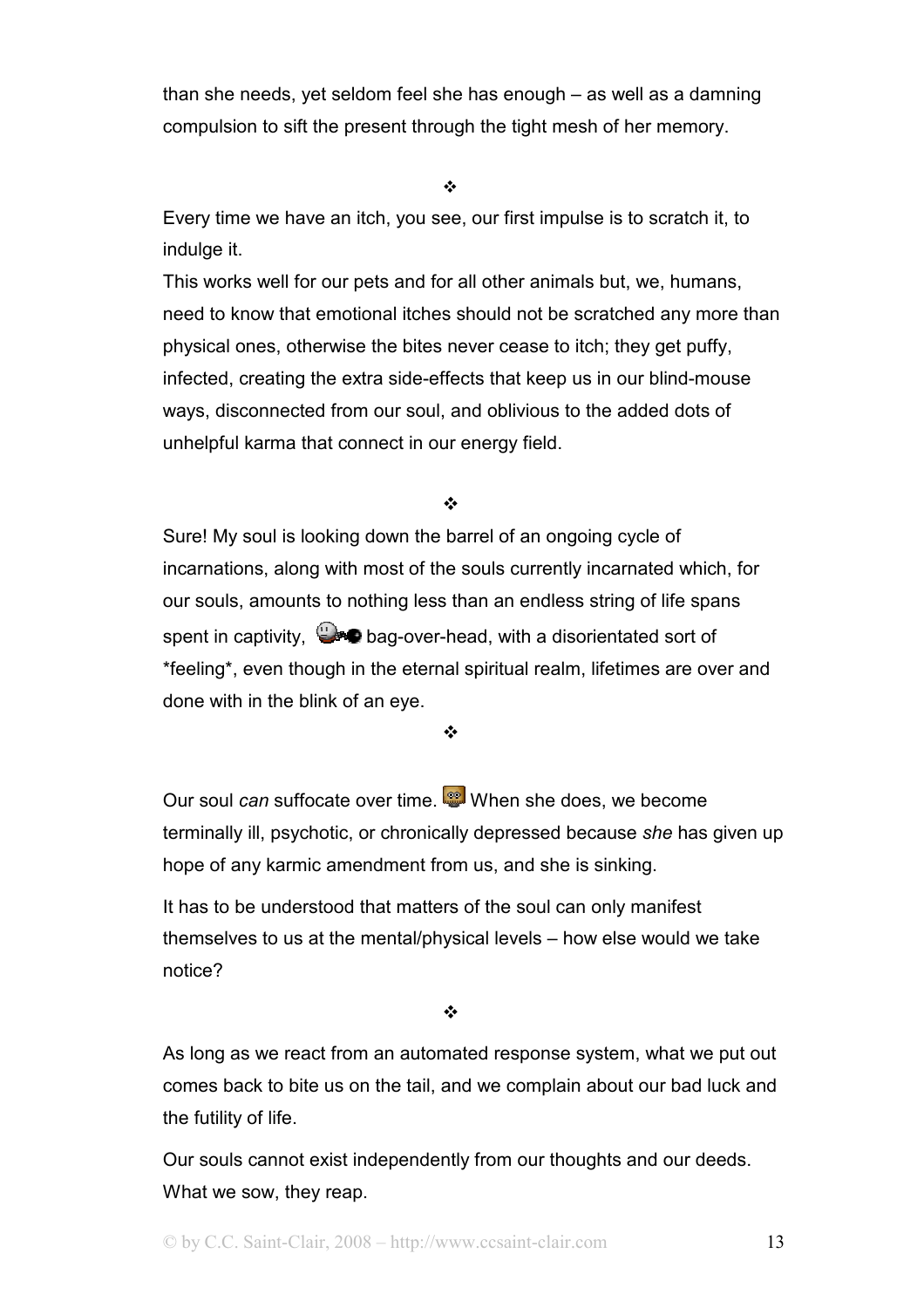than she needs, yet seldom feel she has enough – as well as a damning compulsion to sift the present through the tight mesh of her memory.

❖

Every time we have an itch, you see, our first impulse is to scratch it, to indulge it.

This works well for our pets and for all other animals but, we, humans, need to know that emotional itches should not be scratched any more than physical ones, otherwise the bites never cease to itch; they get puffy, infected, creating the extra side-effects that keep us in our blind-mouse ways, disconnected from our soul, and oblivious to the added dots of unhelpful karma that connect in our energy field.

❖

Sure! My soul is looking down the barrel of an ongoing cycle of incarnations, along with most of the souls currently incarnated which, for our souls, amounts to nothing less than an endless string of life spans spent in captivity, bag-over-head, with a disorientated sort of *feeling*, even though in the eternal spiritual realm, lifetimes are over and done with in the blink of an eye.

❖

Our soul *can* suffocate over time. When she does, we become terminally ill, psychotic, or chronically depressed because *she* has given up hope of any karmic amendment from us, and she is sinking.

It has to be understood that matters of the soul can only manifest themselves to us at the mental/physical levels – how else would we take notice?

❖

As long as we react from an automated response system, what we put out comes back to bite us on the tail, and we complain about our bad luck and the futility of life.

Our souls cannot exist independently from our thoughts and our deeds. What we sow, they reap.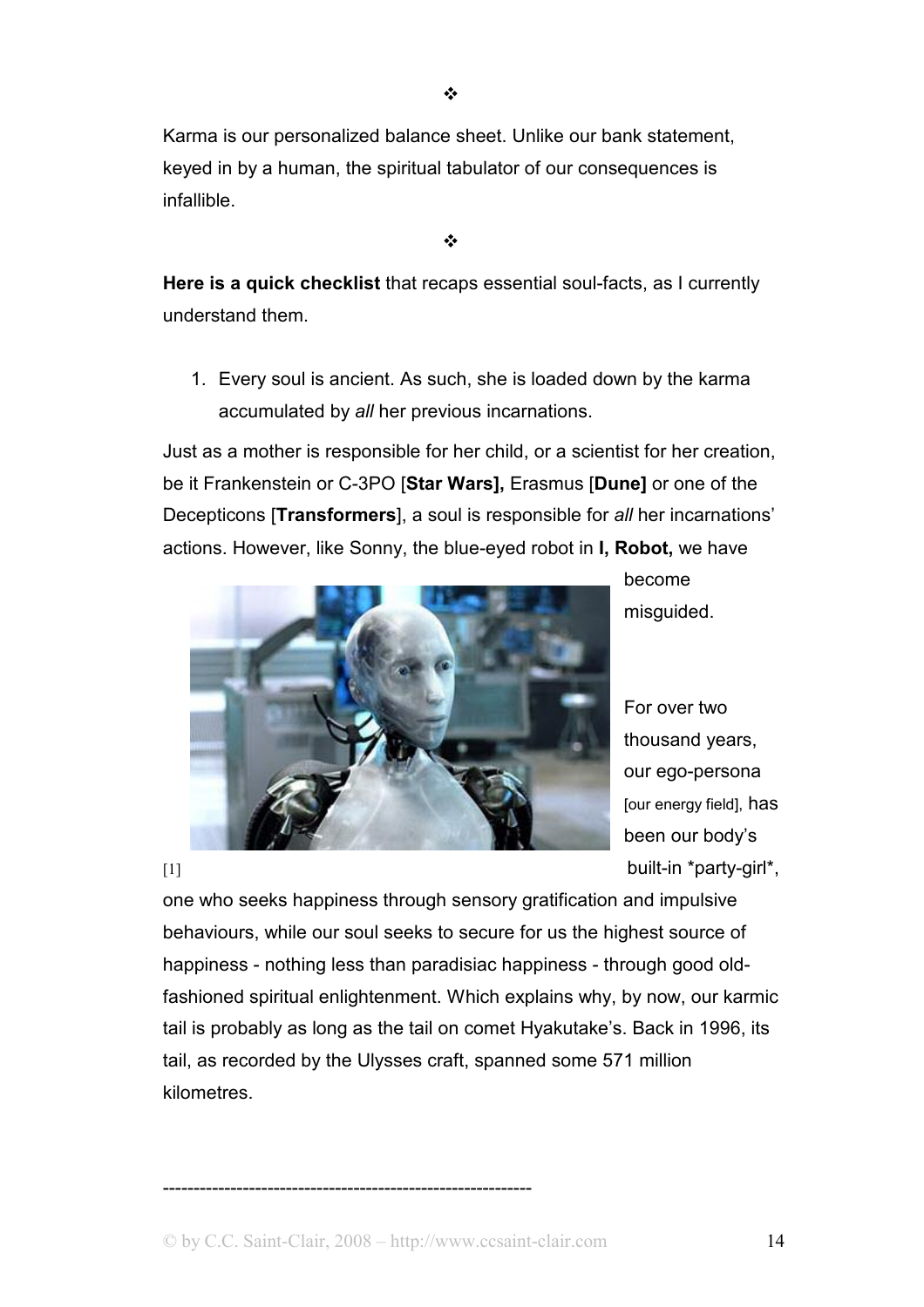❖

Karma is our personalized balance sheet. Unlike our bank statement, keyed in by a human, the spiritual tabulator of our consequences is infallible.

❖

**Here is a quick checklist** that recaps essential soul-facts, as I currently understand them.

1. Every soul is ancient. As such, she is loaded down by the karma accumulated by *all* her previous incarnations.

Just as a mother is responsible for her child, or a scientist for her creation, be it Frankenstein or C-3PO [**Star Wars],** Erasmus [**Dune]** or one of the Decepticons [**Transformers**], a soul is responsible for *all* her incarnations' actions. However, like Sonny, the blue-eyed robot in **I, Robot,** we have become misguided.

[1]

For over two thousand years, our ego-persona [our energy field], has been our body's built-in *party-girl*, one who seeks happiness through sensory gratification and impulsive behaviours, while our soul seeks to secure for us the highest source of happiness - nothing less than paradisiac happiness - through good old-fashioned spiritual enlightenment. Which explains why, by now, our karmic tail is probably as long as the tail on comet Hyakutake's. Back in 1996, its tail, as recorded by the Ulysses craft, spanned some 571 million kilometres.

---

© by C.C. Saint-Clair, 2008 – http://www.ccsaint-clair.com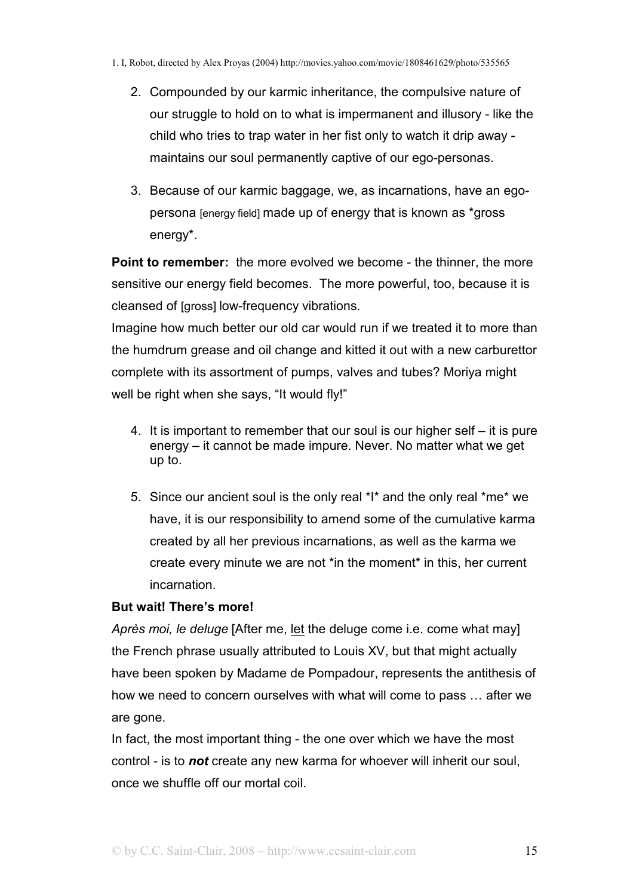1. I, Robot, directed by Alex Proyas (2004) http://movies.yahoo.com/movie/1808461629/photo/535565

2. Compounded by our karmic inheritance, the compulsive nature of our struggle to hold on to what is impermanent and illusory - like the child who tries to trap water in her fist only to watch it drip away - maintains our soul permanently captive of our ego-personas.

3. Because of our karmic baggage, we, as incarnations, have an ego-persona [energy field] made up of energy that is known as *gross energy*.

**Point to remember:** the more evolved we become - the thinner, the more sensitive our energy field becomes. The more powerful, too, because it is cleansed of [gross] low-frequency vibrations.

Imagine how much better our old car would run if we treated it to more than the humdrum grease and oil change and kitted it out with a new carburettor complete with its assortment of pumps, valves and tubes? Moriya might well be right when she says, "It would fly!"

4. It is important to remember that our soul is our higher self – it is pure energy – it cannot be made impure. Never. No matter what we get up to.

5. Since our ancient soul is the only real *I* and the only real *me* we have, it is our responsibility to amend some of the cumulative karma created by all her previous incarnations, as well as the karma we create every minute we are not *in the moment* in this, her current incarnation.

**But wait! There's more!**

*Après moi, le deluge* [After me, <u>let</u> the deluge come i.e. come what may] the French phrase usually attributed to Louis XV, but that might actually have been spoken by Madame de Pompadour, represents the antithesis of how we need to concern ourselves with what will come to pass … after we are gone.

In fact, the most important thing - the one over which we have the most control - is to ***not*** create any new karma for whoever will inherit our soul, once we shuffle off our mortal coil.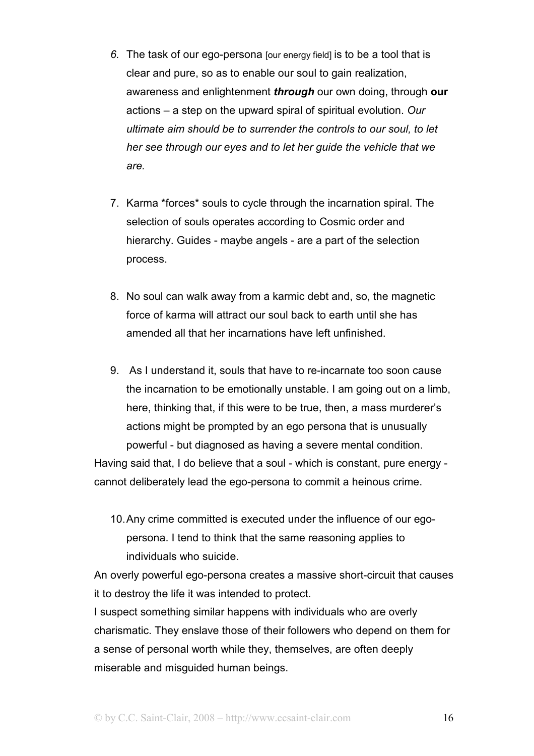6. The task of our ego-persona [our energy field] is to be a tool that is clear and pure, so as to enable our soul to gain realization, awareness and enlightenment ***through*** our own doing, through **our** actions – a step on the upward spiral of spiritual evolution. *Our ultimate aim should be to surrender the controls to our soul, to let her see through our eyes and to let her guide the vehicle that we are.*

7. Karma *forces* souls to cycle through the incarnation spiral. The selection of souls operates according to Cosmic order and hierarchy. Guides - maybe angels - are a part of the selection process.

8. No soul can walk away from a karmic debt and, so, the magnetic force of karma will attract our soul back to earth until she has amended all that her incarnations have left unfinished.

9. As I understand it, souls that have to re-incarnate too soon cause the incarnation to be emotionally unstable. I am going out on a limb, here, thinking that, if this were to be true, then, a mass murderer's actions might be prompted by an ego persona that is unusually powerful - but diagnosed as having a severe mental condition.

Having said that, I do believe that a soul - which is constant, pure energy - cannot deliberately lead the ego-persona to commit a heinous crime.

10. Any crime committed is executed under the influence of our ego-persona. I tend to think that the same reasoning applies to individuals who suicide.

An overly powerful ego-persona creates a massive short-circuit that causes it to destroy the life it was intended to protect.
I suspect something similar happens with individuals who are overly charismatic. They enslave those of their followers who depend on them for a sense of personal worth while they, themselves, are often deeply miserable and misguided human beings.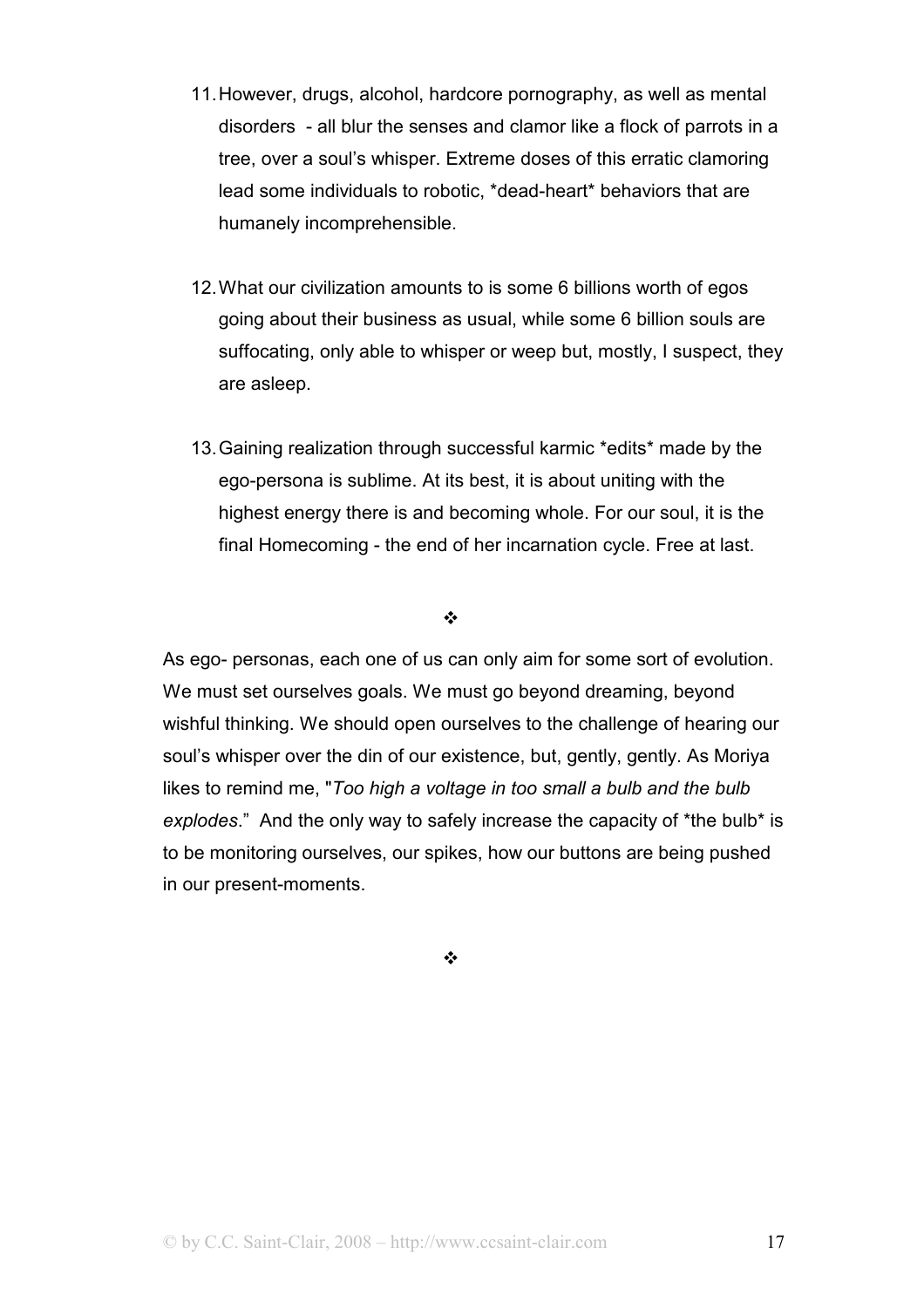11. However, drugs, alcohol, hardcore pornography, as well as mental disorders - all blur the senses and clamor like a flock of parrots in a tree, over a soul's whisper. Extreme doses of this erratic clamoring lead some individuals to robotic, *dead-heart* behaviors that are humanely incomprehensible.

12. What our civilization amounts to is some 6 billions worth of egos going about their business as usual, while some 6 billion souls are suffocating, only able to whisper or weep but, mostly, I suspect, they are asleep.

13. Gaining realization through successful karmic *edits* made by the ego-persona is sublime. At its best, it is about uniting with the highest energy there is and becoming whole. For our soul, it is the final Homecoming - the end of her incarnation cycle. Free at last.

❖

As ego- personas, each one of us can only aim for some sort of evolution. We must set ourselves goals. We must go beyond dreaming, beyond wishful thinking. We should open ourselves to the challenge of hearing our soul's whisper over the din of our existence, but, gently, gently. As Moriya likes to remind me, "*Too high a voltage in too small a bulb and the bulb explodes*." And the only way to safely increase the capacity of *the bulb* is to be monitoring ourselves, our spikes, how our buttons are being pushed in our present-moments.

❖

© by C.C. Saint-Clair, 2008 – http://www.ccsaint-clair.com